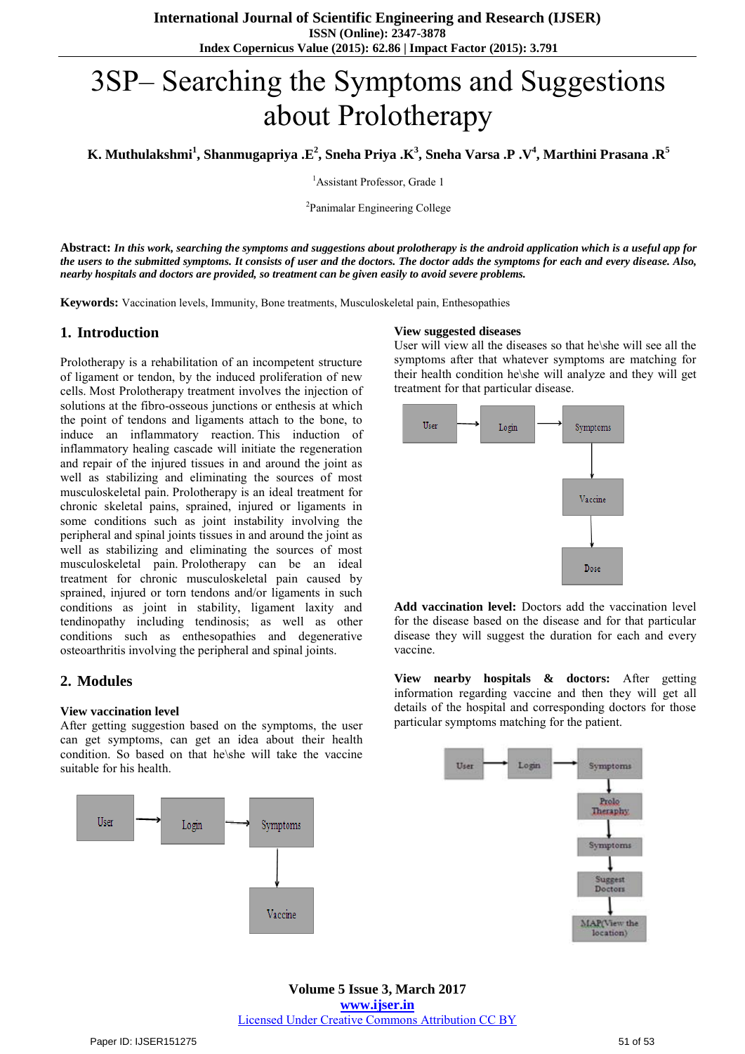# 3SP– Searching the Symptoms and Suggestions about Prolotherapy

**K. Muthulakshmi[1], Shanmugapriya .E[2], Sneha Priya .K[3], Sneha Varsa .P .V[4], Marthini Prasana .R[5]**

[1]Assistant Professor, Grade 1

[2]Panimalar Engineering College

**Abstract:** ***In this work, searching the symptoms and suggestions about prolotherapy is the android application which is a useful app for the users to the submitted symptoms. It consists of user and the doctors. The doctor adds the symptoms for each and every disease. Also, nearby hospitals and doctors are provided, so treatment can be given easily to avoid severe problems.***

**Keywords:** Vaccination levels, Immunity, Bone treatments, Musculoskeletal pain, Enthesopathies

## 1. Introduction

Prolotherapy is a rehabilitation of an incompetent structure of ligament or tendon, by the induced proliferation of new cells. Most Prolotherapy treatment involves the injection of solutions at the fibro-osseous junctions or enthesis at which the point of tendons and ligaments attach to the bone, to induce an inflammatory reaction. This induction of inflammatory healing cascade will initiate the regeneration and repair of the injured tissues in and around the joint as well as stabilizing and eliminating the sources of most musculoskeletal pain. Prolotherapy is an ideal treatment for chronic skeletal pains, sprained, injured or ligaments in some conditions such as joint instability involving the peripheral and spinal joints tissues in and around the joint as well as stabilizing and eliminating the sources of most musculoskeletal pain. Prolotherapy can be an ideal treatment for chronic musculoskeletal pain caused by sprained, injured or torn tendons and/or ligaments in such conditions as joint in stability, ligament laxity and tendinopathy including tendinosis; as well as other conditions such as enthesopathies and degenerative osteoarthritis involving the peripheral and spinal joints.

## 2. Modules

### View vaccination level

After getting suggestion based on the symptoms, the user can get symptoms, can get an idea about their health condition. So based on that he\she will take the vaccine suitable for his health.

User → Login → Symptoms → Vaccine

### View suggested diseases

User will view all the diseases so that he\she will see all the symptoms after that whatever symptoms are matching for their health condition he\she will analyze and they will get treatment for that particular disease.

User → Login → Symptoms → Vaccine → Dose

**Add vaccination level:** Doctors add the vaccination level for the disease based on the disease and for that particular disease they will suggest the duration for each and every vaccine.

**View nearby hospitals & doctors:** After getting information regarding vaccine and then they will get all details of the hospital and corresponding doctors for those particular symptoms matching for the patient.

User → Login → Symptoms → Prolo Theraphy → Symptoms → Suggest Doctors → MAP(View the location)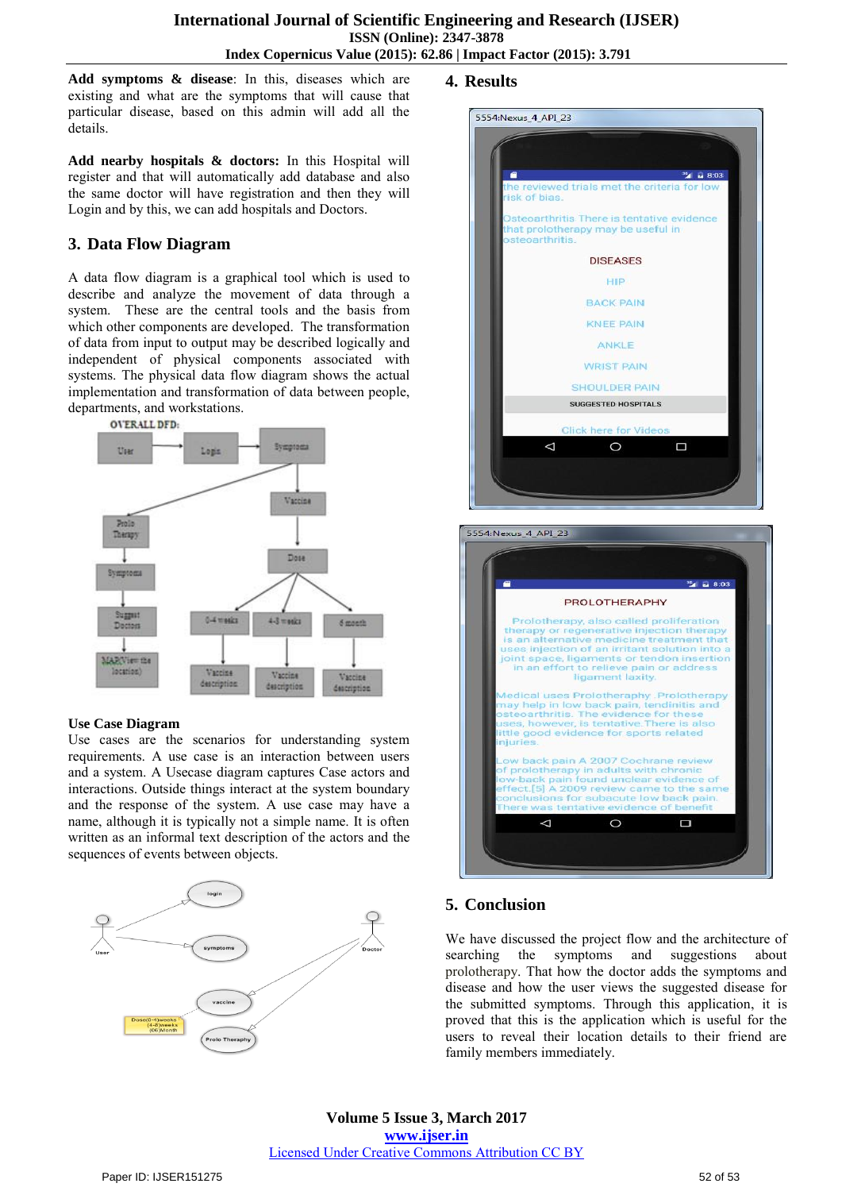**Add symptoms & disease**: In this, diseases which are existing and what are the symptoms that will cause that particular disease, based on this admin will add all the details.

**Add nearby hospitals & doctors:** In this Hospital will register and that will automatically add database and also the same doctor will have registration and then they will Login and by this, we can add hospitals and Doctors.

## 3. Data Flow Diagram

A data flow diagram is a graphical tool which is used to describe and analyze the movement of data through a system. These are the central tools and the basis from which other components are developed. The transformation of data from input to output may be described logically and independent of physical components associated with systems. The physical data flow diagram shows the actual implementation and transformation of data between people, departments, and workstations.

OVERALL DFD:

### Use Case Diagram

Use cases are the scenarios for understanding system requirements. A use case is an interaction between users and a system. A Usecase diagram captures Case actors and interactions. Outside things interact at the system boundary and the response of the system. A use case may have a name, although it is typically not a simple name. It is often written as an informal text description of the actors and the sequences of events between objects.

## 4. Results

## 5. Conclusion

We have discussed the project flow and the architecture of searching the symptoms and suggestions about prolotherapy. That how the doctor adds the symptoms and disease and how the user views the suggested disease for the submitted symptoms. Through this application, it is proved that this is the application which is useful for the users to reveal their location details to their friend are family members immediately.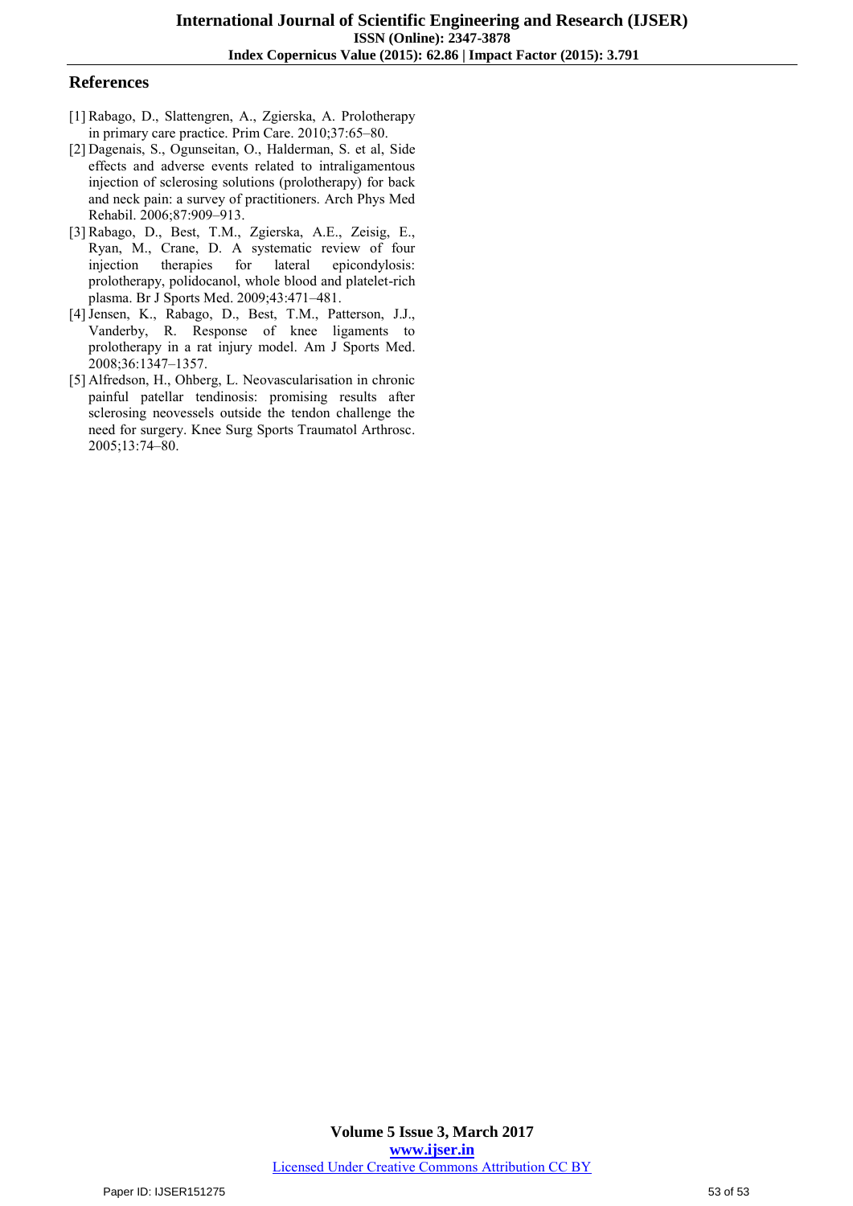## References

[1] Rabago, D., Slattengren, A., Zgierska, A. Prolotherapy in primary care practice. Prim Care. 2010;37:65–80.

[2] Dagenais, S., Ogunseitan, O., Halderman, S. et al, Side effects and adverse events related to intraligamentous injection of sclerosing solutions (prolotherapy) for back and neck pain: a survey of practitioners. Arch Phys Med Rehabil. 2006;87:909–913.

[3] Rabago, D., Best, T.M., Zgierska, A.E., Zeisig, E., Ryan, M., Crane, D. A systematic review of four injection therapies for lateral epicondylosis: prolotherapy, polidocanol, whole blood and platelet-rich plasma. Br J Sports Med. 2009;43:471–481.

[4] Jensen, K., Rabago, D., Best, T.M., Patterson, J.J., Vanderby, R. Response of knee ligaments to prolotherapy in a rat injury model. Am J Sports Med. 2008;36:1347–1357.

[5] Alfredson, H., Ohberg, L. Neovascularisation in chronic painful patellar tendinosis: promising results after sclerosing neovessels outside the tendon challenge the need for surgery. Knee Surg Sports Traumatol Arthrosc. 2005;13:74–80.